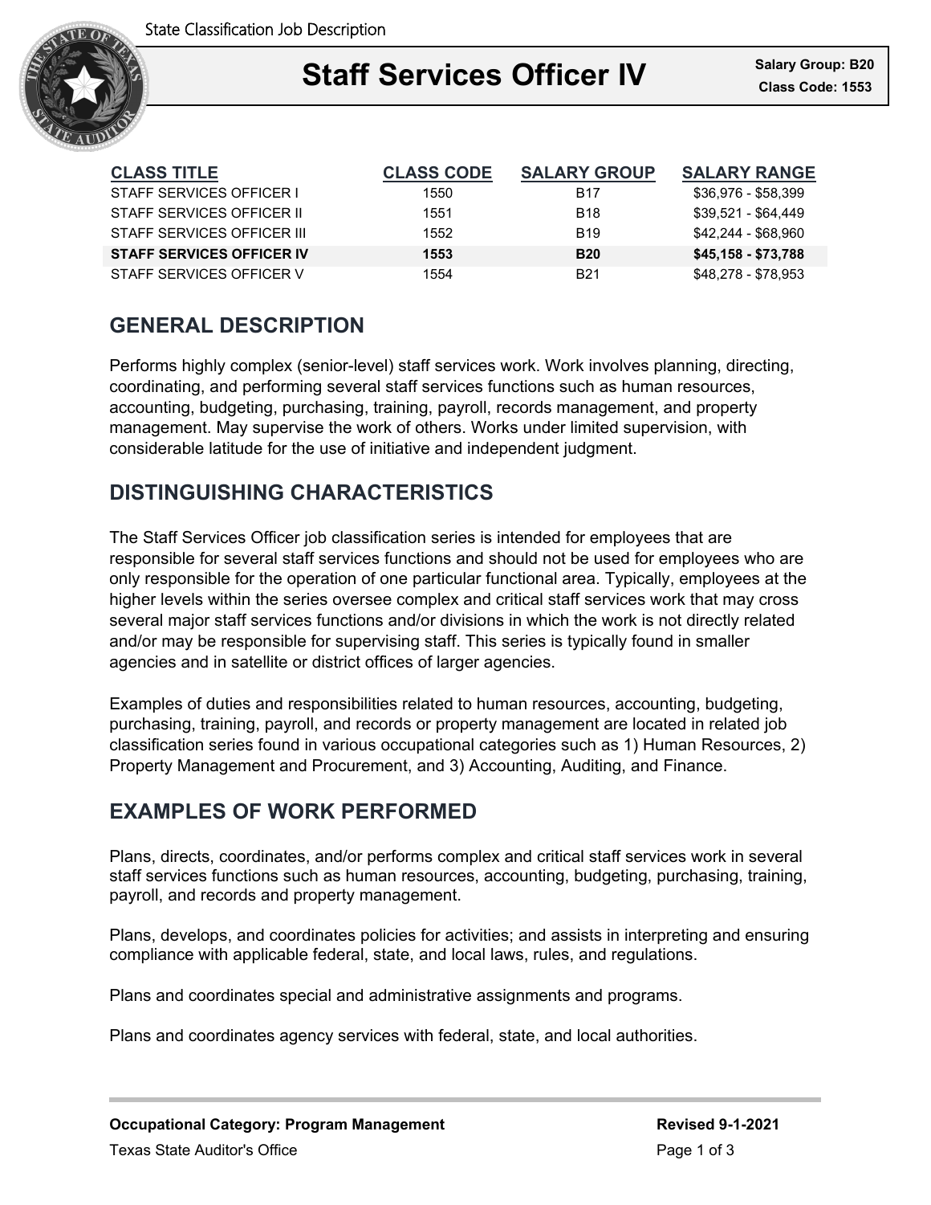State Classification Job Description

# Staff Services Officer IV

**Salary Group: B20**
**Class Code: 1553**

| CLASS TITLE | CLASS CODE | SALARY GROUP | SALARY RANGE |
|---|---|---|---|
| STAFF SERVICES OFFICER I | 1550 | B17 | $36,976 - $58,399 |
| STAFF SERVICES OFFICER II | 1551 | B18 | $39,521 - $64,449 |
| STAFF SERVICES OFFICER III | 1552 | B19 | $42,244 - $68,960 |
| **STAFF SERVICES OFFICER IV** | **1553** | **B20** | **$45,158 - $73,788** |
| STAFF SERVICES OFFICER V | 1554 | B21 | $48,278 - $78,953 |

## GENERAL DESCRIPTION

Performs highly complex (senior-level) staff services work. Work involves planning, directing, coordinating, and performing several staff services functions such as human resources, accounting, budgeting, purchasing, training, payroll, records management, and property management. May supervise the work of others. Works under limited supervision, with considerable latitude for the use of initiative and independent judgment.

## DISTINGUISHING CHARACTERISTICS

The Staff Services Officer job classification series is intended for employees that are responsible for several staff services functions and should not be used for employees who are only responsible for the operation of one particular functional area. Typically, employees at the higher levels within the series oversee complex and critical staff services work that may cross several major staff services functions and/or divisions in which the work is not directly related and/or may be responsible for supervising staff. This series is typically found in smaller agencies and in satellite or district offices of larger agencies.

Examples of duties and responsibilities related to human resources, accounting, budgeting, purchasing, training, payroll, and records or property management are located in related job classification series found in various occupational categories such as 1) Human Resources, 2) Property Management and Procurement, and 3) Accounting, Auditing, and Finance.

## EXAMPLES OF WORK PERFORMED

Plans, directs, coordinates, and/or performs complex and critical staff services work in several staff services functions such as human resources, accounting, budgeting, purchasing, training, payroll, and records and property management.

Plans, develops, and coordinates policies for activities; and assists in interpreting and ensuring compliance with applicable federal, state, and local laws, rules, and regulations.

Plans and coordinates special and administrative assignments and programs.

Plans and coordinates agency services with federal, state, and local authorities.

**Occupational Category: Program Management** | **Revised 9-1-2021**

Texas State Auditor's Office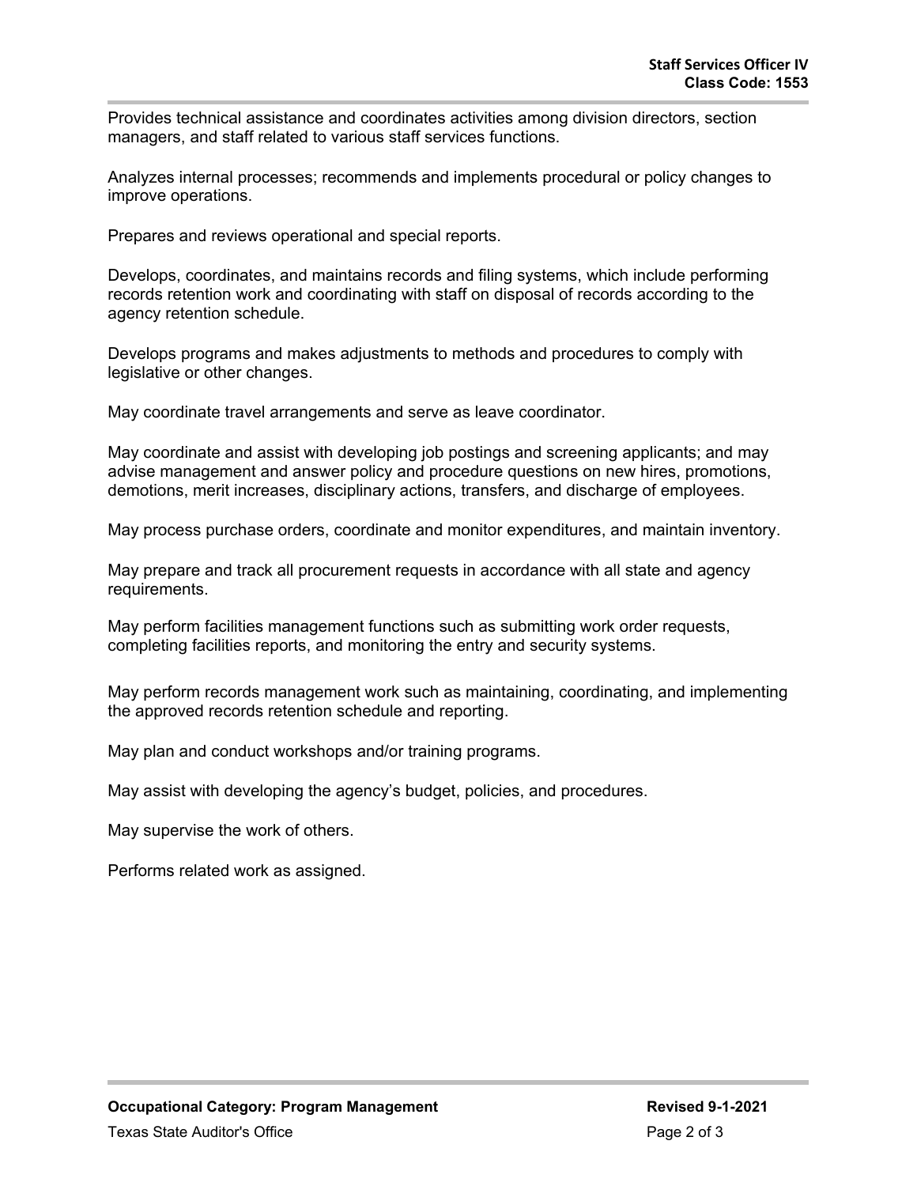Provides technical assistance and coordinates activities among division directors, section managers, and staff related to various staff services functions.

Analyzes internal processes; recommends and implements procedural or policy changes to improve operations.

Prepares and reviews operational and special reports.

Develops, coordinates, and maintains records and filing systems, which include performing records retention work and coordinating with staff on disposal of records according to the agency retention schedule.

Develops programs and makes adjustments to methods and procedures to comply with legislative or other changes.

May coordinate travel arrangements and serve as leave coordinator.

May coordinate and assist with developing job postings and screening applicants; and may advise management and answer policy and procedure questions on new hires, promotions, demotions, merit increases, disciplinary actions, transfers, and discharge of employees.

May process purchase orders, coordinate and monitor expenditures, and maintain inventory.

May prepare and track all procurement requests in accordance with all state and agency requirements.

May perform facilities management functions such as submitting work order requests, completing facilities reports, and monitoring the entry and security systems.

May perform records management work such as maintaining, coordinating, and implementing the approved records retention schedule and reporting.

May plan and conduct workshops and/or training programs.

May assist with developing the agency's budget, policies, and procedures.

May supervise the work of others.

Performs related work as assigned.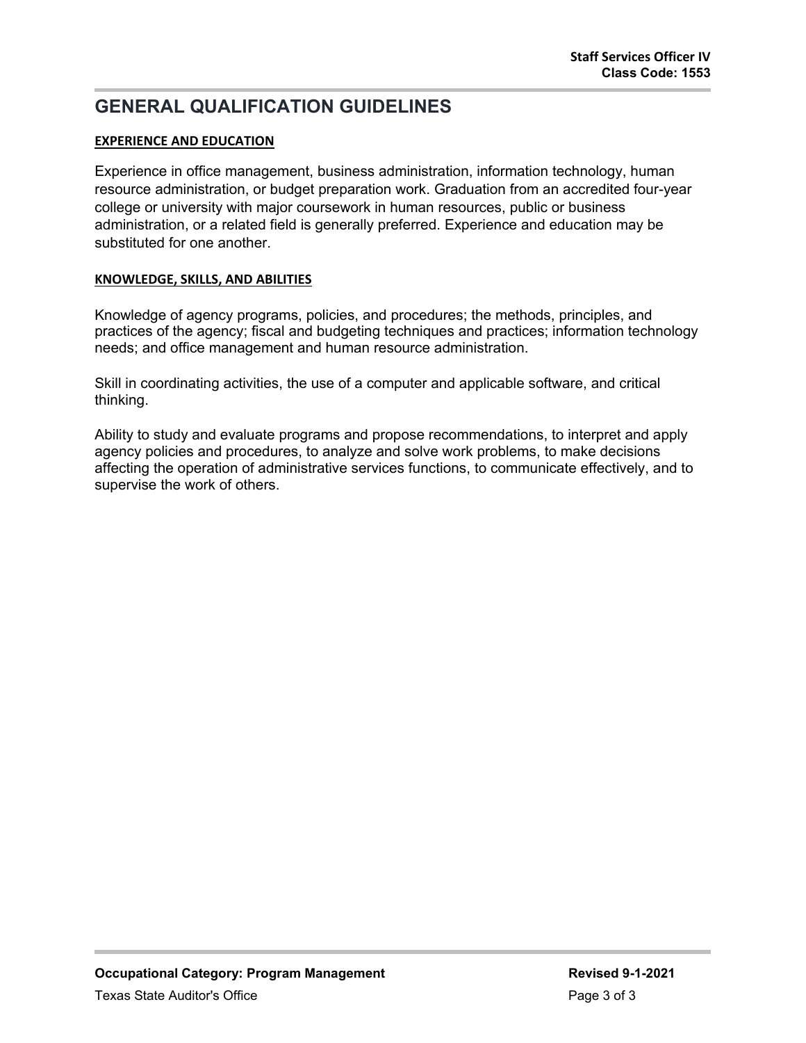## GENERAL QUALIFICATION GUIDELINES

### EXPERIENCE AND EDUCATION

Experience in office management, business administration, information technology, human resource administration, or budget preparation work. Graduation from an accredited four-year college or university with major coursework in human resources, public or business administration, or a related field is generally preferred. Experience and education may be substituted for one another.

### KNOWLEDGE, SKILLS, AND ABILITIES

Knowledge of agency programs, policies, and procedures; the methods, principles, and practices of the agency; fiscal and budgeting techniques and practices; information technology needs; and office management and human resource administration.

Skill in coordinating activities, the use of a computer and applicable software, and critical thinking.

Ability to study and evaluate programs and propose recommendations, to interpret and apply agency policies and procedures, to analyze and solve work problems, to make decisions affecting the operation of administrative services functions, to communicate effectively, and to supervise the work of others.